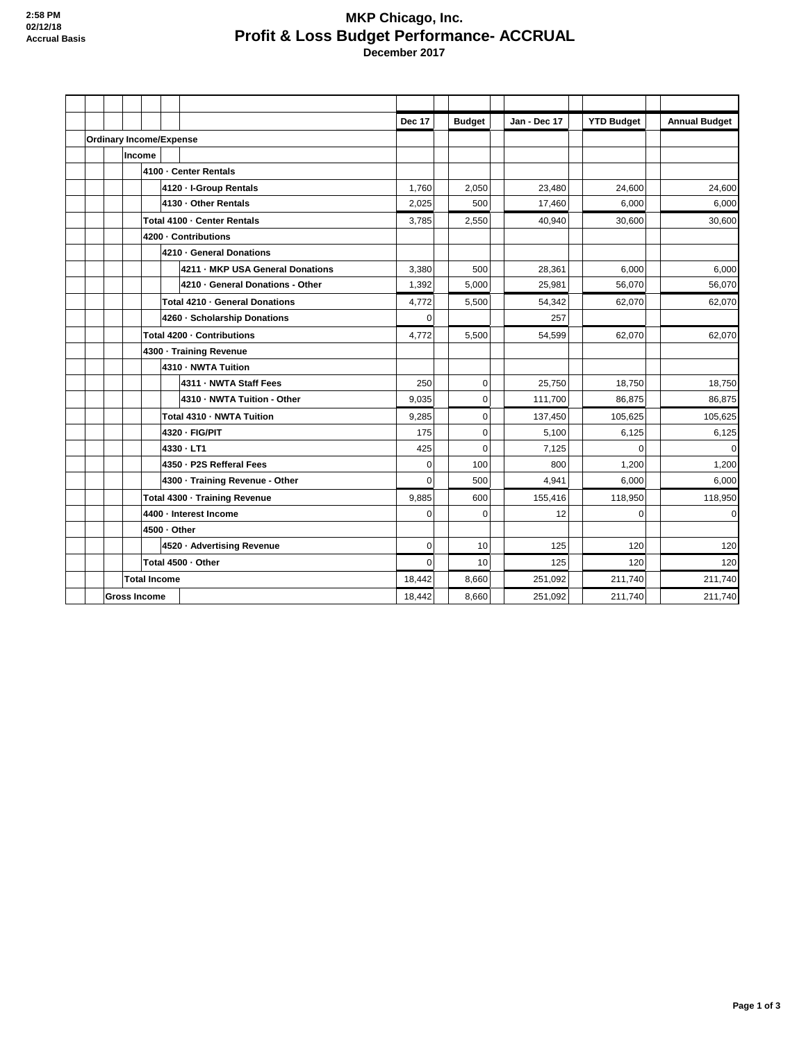2:58 PM
02/12/18
Accrual Basis

# MKP Chicago, Inc.
## Profit & Loss Budget Performance- ACCRUAL
### December 2017

| | Dec 17 | Budget | Jan - Dec 17 | YTD Budget | Annual Budget |
|---|---|---|---|---|---|
| **Ordinary Income/Expense** | | | | | |
| **Income** | | | | | |
| **4100 · Center Rentals** | | | | | |
| **4120 · I-Group Rentals** | 1,760 | 2,050 | 23,480 | 24,600 | 24,600 |
| **4130 · Other Rentals** | 2,025 | 500 | 17,460 | 6,000 | 6,000 |
| **Total 4100 · Center Rentals** | 3,785 | 2,550 | 40,940 | 30,600 | 30,600 |
| **4200 · Contributions** | | | | | |
| **4210 · General Donations** | | | | | |
| **4211 · MKP USA General Donations** | 3,380 | 500 | 28,361 | 6,000 | 6,000 |
| **4210 · General Donations - Other** | 1,392 | 5,000 | 25,981 | 56,070 | 56,070 |
| **Total 4210 · General Donations** | 4,772 | 5,500 | 54,342 | 62,070 | 62,070 |
| **4260 · Scholarship Donations** | 0 | | 257 | | |
| **Total 4200 · Contributions** | 4,772 | 5,500 | 54,599 | 62,070 | 62,070 |
| **4300 · Training Revenue** | | | | | |
| **4310 · NWTA Tuition** | | | | | |
| **4311 · NWTA Staff Fees** | 250 | 0 | 25,750 | 18,750 | 18,750 |
| **4310 · NWTA Tuition - Other** | 9,035 | 0 | 111,700 | 86,875 | 86,875 |
| **Total 4310 · NWTA Tuition** | 9,285 | 0 | 137,450 | 105,625 | 105,625 |
| **4320 · FIG/PIT** | 175 | 0 | 5,100 | 6,125 | 6,125 |
| **4330 · LT1** | 425 | 0 | 7,125 | 0 | 0 |
| **4350 · P2S Refferal Fees** | 0 | 100 | 800 | 1,200 | 1,200 |
| **4300 · Training Revenue - Other** | 0 | 500 | 4,941 | 6,000 | 6,000 |
| **Total 4300 · Training Revenue** | 9,885 | 600 | 155,416 | 118,950 | 118,950 |
| **4400 · Interest Income** | 0 | 0 | 12 | 0 | 0 |
| **4500 · Other** | | | | | |
| **4520 · Advertising Revenue** | 0 | 10 | 125 | 120 | 120 |
| **Total 4500 · Other** | 0 | 10 | 125 | 120 | 120 |
| **Total Income** | 18,442 | 8,660 | 251,092 | 211,740 | 211,740 |
| **Gross Income** | 18,442 | 8,660 | 251,092 | 211,740 | 211,740 |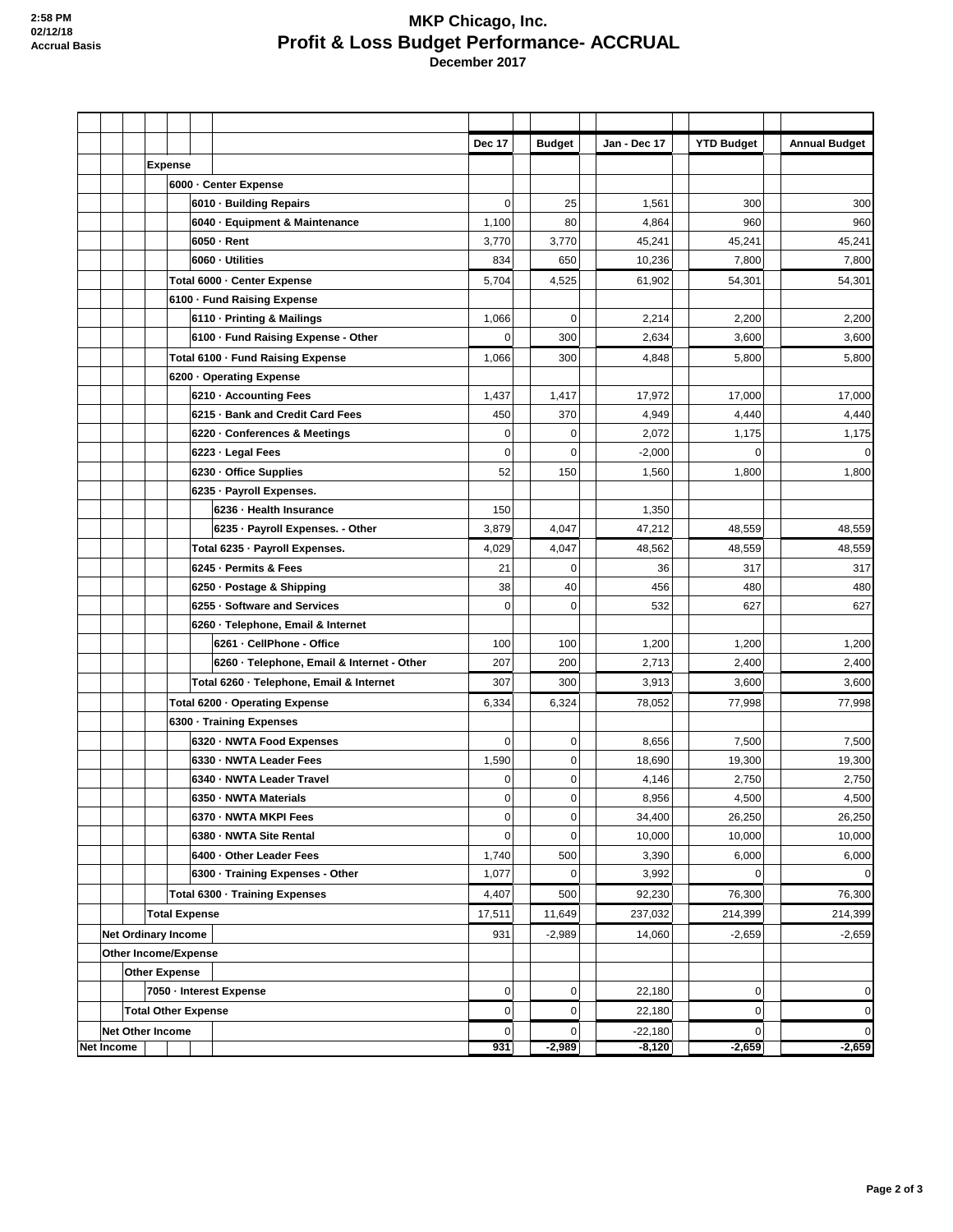2:58 PM
02/12/18
Accrual Basis

# MKP Chicago, Inc.
## Profit & Loss Budget Performance- ACCRUAL
### December 2017

| | Dec 17 | Budget | Jan - Dec 17 | YTD Budget | Annual Budget |
|---|---|---|---|---|---|
| **Expense** | | | | | |
| **6000 · Center Expense** | | | | | |
| **6010 · Building Repairs** | 0 | 25 | 1,561 | 300 | 300 |
| **6040 · Equipment & Maintenance** | 1,100 | 80 | 4,864 | 960 | 960 |
| **6050 · Rent** | 3,770 | 3,770 | 45,241 | 45,241 | 45,241 |
| **6060 · Utilities** | 834 | 650 | 10,236 | 7,800 | 7,800 |
| **Total 6000 · Center Expense** | 5,704 | 4,525 | 61,902 | 54,301 | 54,301 |
| **6100 · Fund Raising Expense** | | | | | |
| **6110 · Printing & Mailings** | 1,066 | 0 | 2,214 | 2,200 | 2,200 |
| **6100 · Fund Raising Expense - Other** | 0 | 300 | 2,634 | 3,600 | 3,600 |
| **Total 6100 · Fund Raising Expense** | 1,066 | 300 | 4,848 | 5,800 | 5,800 |
| **6200 · Operating Expense** | | | | | |
| **6210 · Accounting Fees** | 1,437 | 1,417 | 17,972 | 17,000 | 17,000 |
| **6215 · Bank and Credit Card Fees** | 450 | 370 | 4,949 | 4,440 | 4,440 |
| **6220 · Conferences & Meetings** | 0 | 0 | 2,072 | 1,175 | 1,175 |
| **6223 · Legal Fees** | 0 | 0 | -2,000 | 0 | 0 |
| **6230 · Office Supplies** | 52 | 150 | 1,560 | 1,800 | 1,800 |
| **6235 · Payroll Expenses.** | | | | | |
| **6236 · Health Insurance** | 150 | | 1,350 | | |
| **6235 · Payroll Expenses. - Other** | 3,879 | 4,047 | 47,212 | 48,559 | 48,559 |
| **Total 6235 · Payroll Expenses.** | 4,029 | 4,047 | 48,562 | 48,559 | 48,559 |
| **6245 · Permits & Fees** | 21 | 0 | 36 | 317 | 317 |
| **6250 · Postage & Shipping** | 38 | 40 | 456 | 480 | 480 |
| **6255 · Software and Services** | 0 | 0 | 532 | 627 | 627 |
| **6260 · Telephone, Email & Internet** | | | | | |
| **6261 · CellPhone - Office** | 100 | 100 | 1,200 | 1,200 | 1,200 |
| **6260 · Telephone, Email & Internet - Other** | 207 | 200 | 2,713 | 2,400 | 2,400 |
| **Total 6260 · Telephone, Email & Internet** | 307 | 300 | 3,913 | 3,600 | 3,600 |
| **Total 6200 · Operating Expense** | 6,334 | 6,324 | 78,052 | 77,998 | 77,998 |
| **6300 · Training Expenses** | | | | | |
| **6320 · NWTA Food Expenses** | 0 | 0 | 8,656 | 7,500 | 7,500 |
| **6330 · NWTA Leader Fees** | 1,590 | 0 | 18,690 | 19,300 | 19,300 |
| **6340 · NWTA Leader Travel** | 0 | 0 | 4,146 | 2,750 | 2,750 |
| **6350 · NWTA Materials** | 0 | 0 | 8,956 | 4,500 | 4,500 |
| **6370 · NWTA MKPI Fees** | 0 | 0 | 34,400 | 26,250 | 26,250 |
| **6380 · NWTA Site Rental** | 0 | 0 | 10,000 | 10,000 | 10,000 |
| **6400 · Other Leader Fees** | 1,740 | 500 | 3,390 | 6,000 | 6,000 |
| **6300 · Training Expenses - Other** | 1,077 | 0 | 3,992 | 0 | 0 |
| **Total 6300 · Training Expenses** | 4,407 | 500 | 92,230 | 76,300 | 76,300 |
| **Total Expense** | 17,511 | 11,649 | 237,032 | 214,399 | 214,399 |
| **Net Ordinary Income** | 931 | -2,989 | 14,060 | -2,659 | -2,659 |
| **Other Income/Expense** | | | | | |
| **Other Expense** | | | | | |
| **7050 · Interest Expense** | 0 | 0 | 22,180 | 0 | 0 |
| **Total Other Expense** | 0 | 0 | 22,180 | 0 | 0 |
| **Net Other Income** | 0 | 0 | -22,180 | 0 | 0 |
| **Net Income** | **931** | **-2,989** | **-8,120** | **-2,659** | **-2,659** |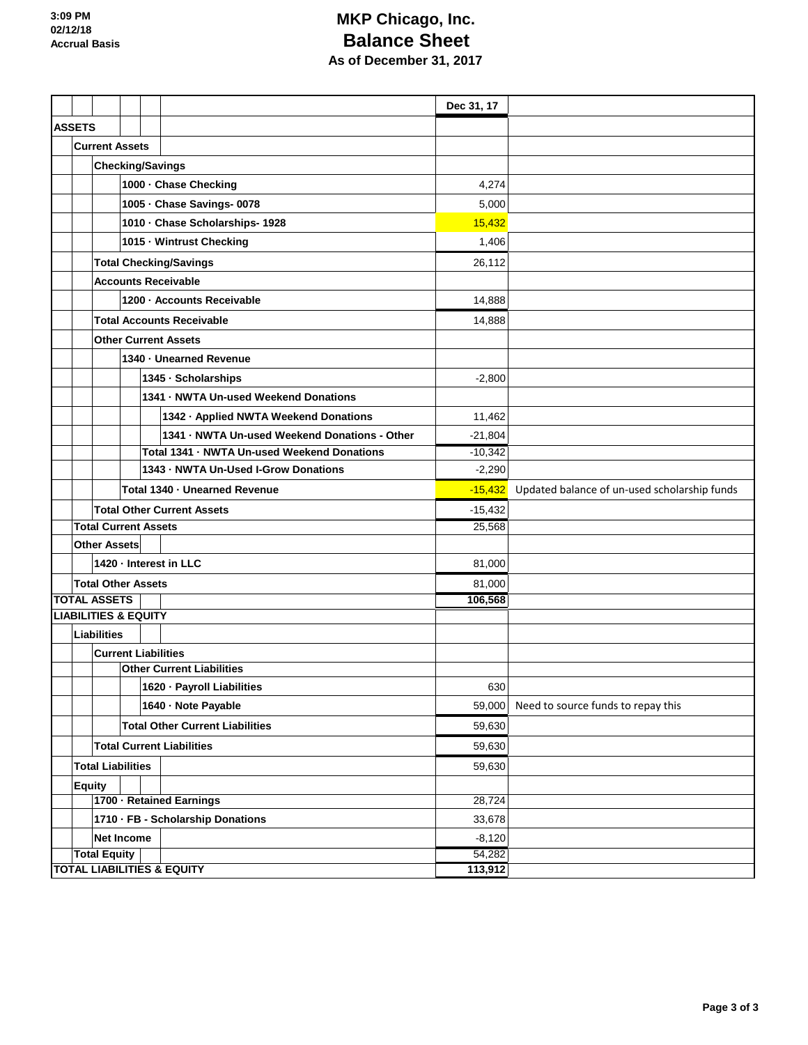3:09 PM
02/12/18
Accrual Basis

# MKP Chicago, Inc.
## Balance Sheet
### As of December 31, 2017

| | Dec 31, 17 | |
|---|---|---|
| **ASSETS** | | |
| **Current Assets** | | |
| **Checking/Savings** | | |
| **1000 · Chase Checking** | 4,274 | |
| **1005 · Chase Savings- 0078** | 5,000 | |
| **1010 · Chase Scholarships- 1928** | 15,432 | |
| **1015 · Wintrust Checking** | 1,406 | |
| **Total Checking/Savings** | 26,112 | |
| **Accounts Receivable** | | |
| **1200 · Accounts Receivable** | 14,888 | |
| **Total Accounts Receivable** | 14,888 | |
| **Other Current Assets** | | |
| **1340 · Unearned Revenue** | | |
| **1345 · Scholarships** | -2,800 | |
| **1341 · NWTA Un-used Weekend Donations** | | |
| **1342 · Applied NWTA Weekend Donations** | 11,462 | |
| **1341 · NWTA Un-used Weekend Donations - Other** | -21,804 | |
| **Total 1341 · NWTA Un-used Weekend Donations** | -10,342 | |
| **1343 · NWTA Un-Used I-Grow Donations** | -2,290 | |
| **Total 1340 · Unearned Revenue** | -15,432 | Updated balance of un-used scholarship funds |
| **Total Other Current Assets** | -15,432 | |
| **Total Current Assets** | 25,568 | |
| **Other Assets** | | |
| **1420 · Interest in LLC** | 81,000 | |
| **Total Other Assets** | 81,000 | |
| **TOTAL ASSETS** | **106,568** | |
| **LIABILITIES & EQUITY** | | |
| **Liabilities** | | |
| **Current Liabilities** | | |
| **Other Current Liabilities** | | |
| **1620 · Payroll Liabilities** | 630 | |
| **1640 · Note Payable** | 59,000 | Need to source funds to repay this |
| **Total Other Current Liabilities** | 59,630 | |
| **Total Current Liabilities** | 59,630 | |
| **Total Liabilities** | 59,630 | |
| **Equity** | | |
| **1700 · Retained Earnings** | 28,724 | |
| **1710 · FB - Scholarship Donations** | 33,678 | |
| **Net Income** | -8,120 | |
| **Total Equity** | 54,282 | |
| **TOTAL LIABILITIES & EQUITY** | **113,912** | |